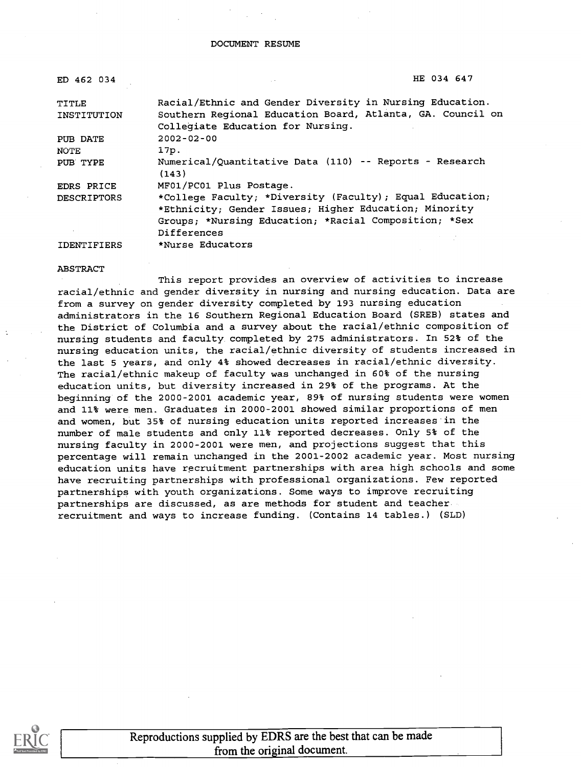DOCUMENT RESUME

| | |
|---|---|
| ED 462 034 | HE 034 647 |
| TITLE | Racial/Ethnic and Gender Diversity in Nursing Education. |
| INSTITUTION | Southern Regional Education Board, Atlanta, GA. Council on Collegiate Education for Nursing. |
| PUB DATE | 2002-02-00 |
| NOTE | 17p. |
| PUB TYPE | Numerical/Quantitative Data (110) -- Reports - Research (143) |
| EDRS PRICE | MF01/PC01 Plus Postage. |
| DESCRIPTORS | *College Faculty; *Diversity (Faculty); Equal Education; *Ethnicity; Gender Issues; Higher Education; Minority Groups; *Nursing Education; *Racial Composition; *Sex Differences |
| IDENTIFIERS | *Nurse Educators |

ABSTRACT

This report provides an overview of activities to increase racial/ethnic and gender diversity in nursing and nursing education. Data are from a survey on gender diversity completed by 193 nursing education administrators in the 16 Southern Regional Education Board (SREB) states and the District of Columbia and a survey about the racial/ethnic composition of nursing students and faculty completed by 275 administrators. In 52% of the nursing education units, the racial/ethnic diversity of students increased in the last 5 years, and only 4% showed decreases in racial/ethnic diversity. The racial/ethnic makeup of faculty was unchanged in 60% of the nursing education units, but diversity increased in 29% of the programs. At the beginning of the 2000-2001 academic year, 89% of nursing students were women and 11% were men. Graduates in 2000-2001 showed similar proportions of men and women, but 35% of nursing education units reported increases in the number of male students and only 11% reported decreases. Only 5% of the nursing faculty in 2000-2001 were men, and projections suggest that this percentage will remain unchanged in the 2001-2002 academic year. Most nursing education units have recruitment partnerships with area high schools and some have recruiting partnerships with professional organizations. Few reported partnerships with youth organizations. Some ways to improve recruiting partnerships are discussed, as are methods for student and teacher recruitment and ways to increase funding. (Contains 14 tables.) (SLD)

Reproductions supplied by EDRS are the best that can be made from the original document.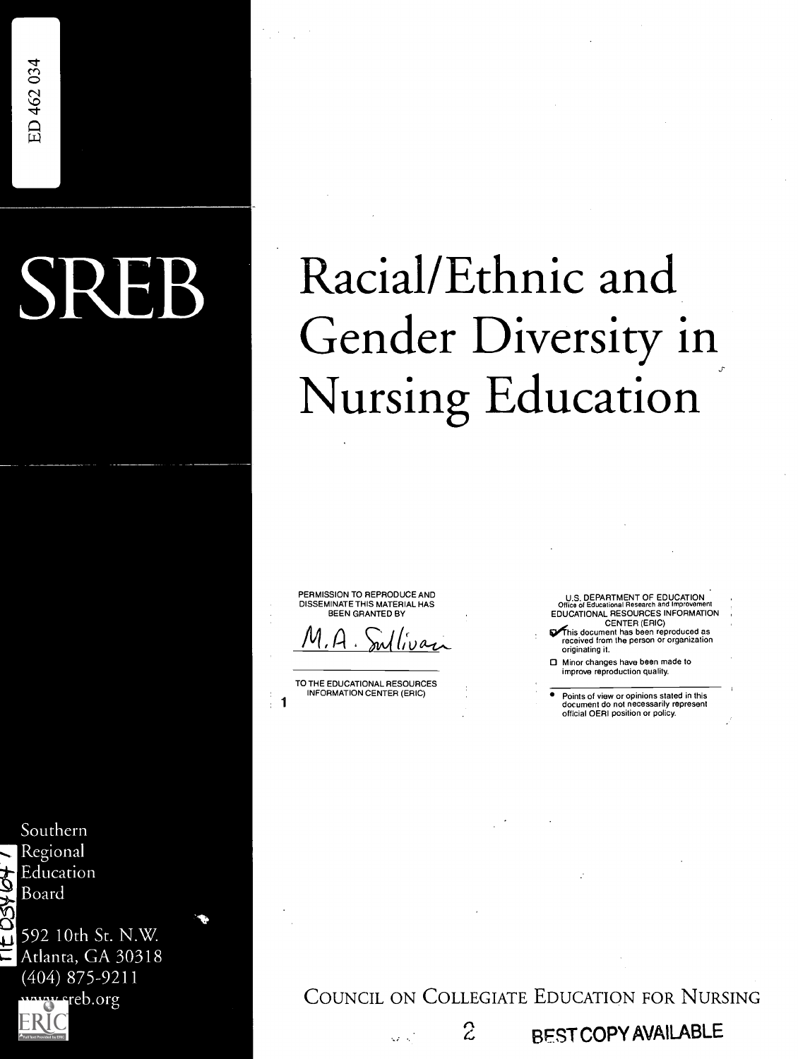ED 462 034

# SREB

# Racial/Ethnic and Gender Diversity in Nursing Education

PERMISSION TO REPRODUCE AND DISSEMINATE THIS MATERIAL HAS BEEN GRANTED BY

M.A. Sullivan

TO THE EDUCATIONAL RESOURCES INFORMATION CENTER (ERIC)

U.S. DEPARTMENT OF EDUCATION
Office of Educational Research and Improvement
EDUCATIONAL RESOURCES INFORMATION CENTER (ERIC)

- This document has been reproduced as received from the person or organization originating it.
- Minor changes have been made to improve reproduction quality.

- Points of view or opinions stated in this document do not necessarily represent official OERI position or policy.

Southern
Regional
Education
Board

592 10th St. N.W.
Atlanta, GA 30318
(404) 875-9211
www.sreb.org

COUNCIL ON COLLEGIATE EDUCATION FOR NURSING

BEST COPY AVAILABLE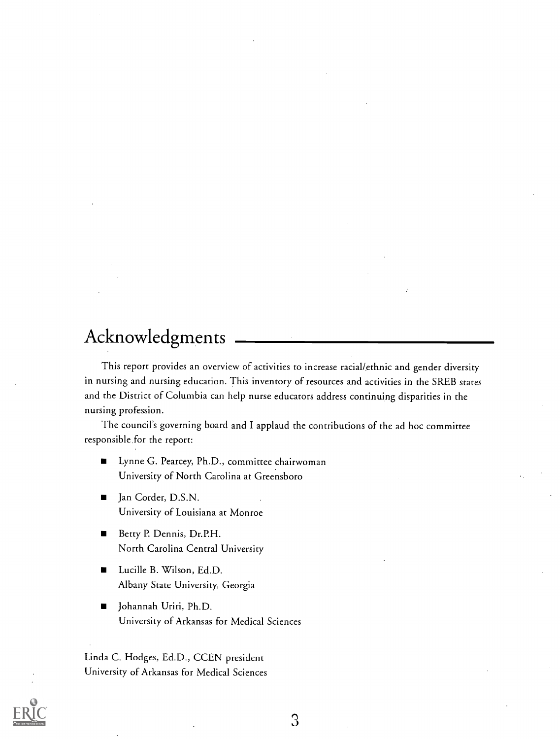# Acknowledgments

This report provides an overview of activities to increase racial/ethnic and gender diversity in nursing and nursing education. This inventory of resources and activities in the SREB states and the District of Columbia can help nurse educators address continuing disparities in the nursing profession.

The council's governing board and I applaud the contributions of the ad hoc committee responsible for the report:

- Lynne G. Pearcey, Ph.D., committee chairwoman
  University of North Carolina at Greensboro
- Jan Corder, D.S.N.
  University of Louisiana at Monroe
- Betty P. Dennis, Dr.P.H.
  North Carolina Central University
- Lucille B. Wilson, Ed.D.
  Albany State University, Georgia
- Johannah Uriri, Ph.D.
  University of Arkansas for Medical Sciences

Linda C. Hodges, Ed.D., CCEN president
University of Arkansas for Medical Sciences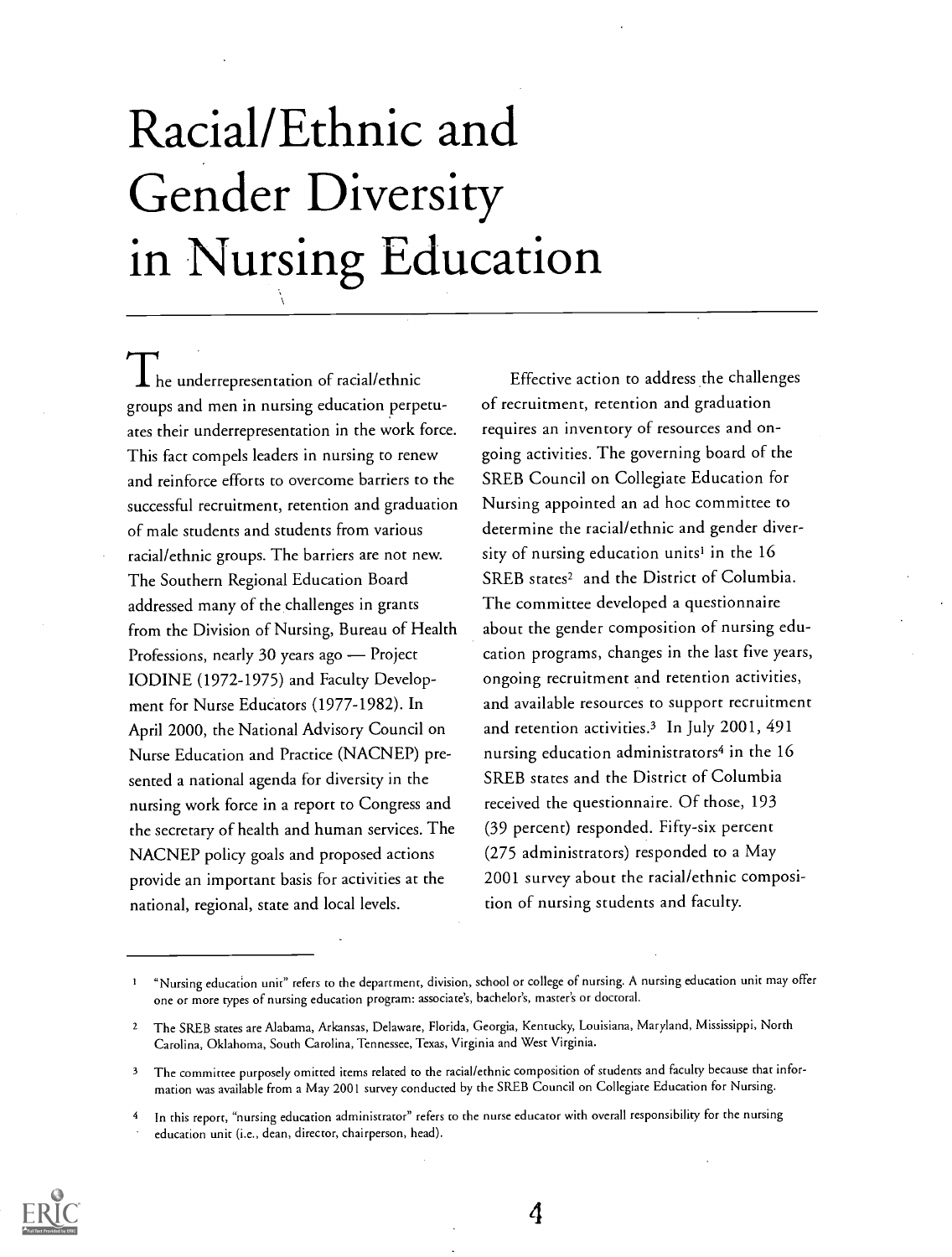# Racial/Ethnic and Gender Diversity in Nursing Education

The underrepresentation of racial/ethnic groups and men in nursing education perpetuates their underrepresentation in the work force. This fact compels leaders in nursing to renew and reinforce efforts to overcome barriers to the successful recruitment, retention and graduation of male students and students from various racial/ethnic groups. The barriers are not new. The Southern Regional Education Board addressed many of the challenges in grants from the Division of Nursing, Bureau of Health Professions, nearly 30 years ago — Project IODINE (1972-1975) and Faculty Development for Nurse Educators (1977-1982). In April 2000, the National Advisory Council on Nurse Education and Practice (NACNEP) presented a national agenda for diversity in the nursing work force in a report to Congress and the secretary of health and human services. The NACNEP policy goals and proposed actions provide an important basis for activities at the national, regional, state and local levels.

Effective action to address the challenges of recruitment, retention and graduation requires an inventory of resources and ongoing activities. The governing board of the SREB Council on Collegiate Education for Nursing appointed an ad hoc committee to determine the racial/ethnic and gender diversity of nursing education units[1] in the 16 SREB states[2] and the District of Columbia. The committee developed a questionnaire about the gender composition of nursing education programs, changes in the last five years, ongoing recruitment and retention activities, and available resources to support recruitment and retention activities.[3] In July 2001, 491 nursing education administrators[4] in the 16 SREB states and the District of Columbia received the questionnaire. Of those, 193 (39 percent) responded. Fifty-six percent (275 administrators) responded to a May 2001 survey about the racial/ethnic composition of nursing students and faculty.

---

1 "Nursing education unit" refers to the department, division, school or college of nursing. A nursing education unit may offer one or more types of nursing education program: associate's, bachelor's, master's or doctoral.

2 The SREB states are Alabama, Arkansas, Delaware, Florida, Georgia, Kentucky, Louisiana, Maryland, Mississippi, North Carolina, Oklahoma, South Carolina, Tennessee, Texas, Virginia and West Virginia.

3 The committee purposely omitted items related to the racial/ethnic composition of students and faculty because that information was available from a May 2001 survey conducted by the SREB Council on Collegiate Education for Nursing.

4 In this report, "nursing education administrator" refers to the nurse educator with overall responsibility for the nursing education unit (i.e., dean, director, chairperson, head).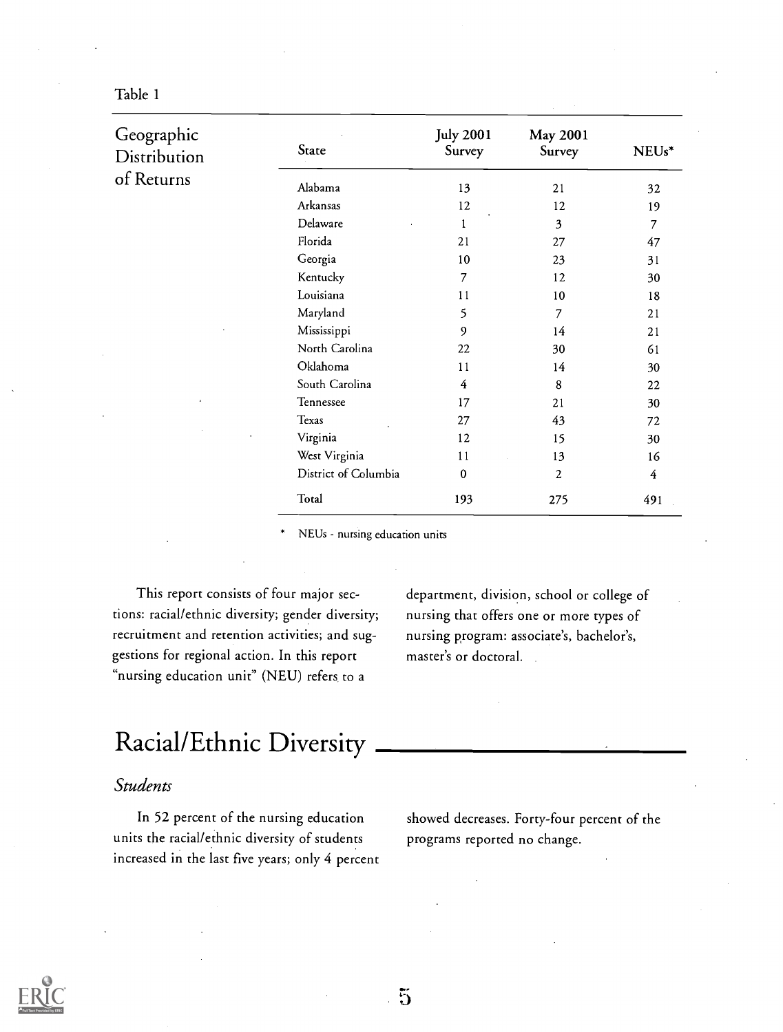Table 1

### Geographic Distribution of Returns

| State | July 2001 Survey | May 2001 Survey | NEUs* |
|---|---|---|---|
| Alabama | 13 | 21 | 32 |
| Arkansas | 12 | 12 | 19 |
| Delaware | 1 | 3 | 7 |
| Florida | 21 | 27 | 47 |
| Georgia | 10 | 23 | 31 |
| Kentucky | 7 | 12 | 30 |
| Louisiana | 11 | 10 | 18 |
| Maryland | 5 | 7 | 21 |
| Mississippi | 9 | 14 | 21 |
| North Carolina | 22 | 30 | 61 |
| Oklahoma | 11 | 14 | 30 |
| South Carolina | 4 | 8 | 22 |
| Tennessee | 17 | 21 | 30 |
| Texas | 27 | 43 | 72 |
| Virginia | 12 | 15 | 30 |
| West Virginia | 11 | 13 | 16 |
| District of Columbia | 0 | 2 | 4 |
| Total | 193 | 275 | 491 |

\* NEUs - nursing education units

This report consists of four major sections: racial/ethnic diversity; gender diversity; recruitment and retention activities; and suggestions for regional action. In this report "nursing education unit" (NEU) refers to a department, division, school or college of nursing that offers one or more types of nursing program: associate's, bachelor's, master's or doctoral.

## Racial/Ethnic Diversity

### *Students*

In 52 percent of the nursing education units the racial/ethnic diversity of students increased in the last five years; only 4 percent showed decreases. Forty-four percent of the programs reported no change.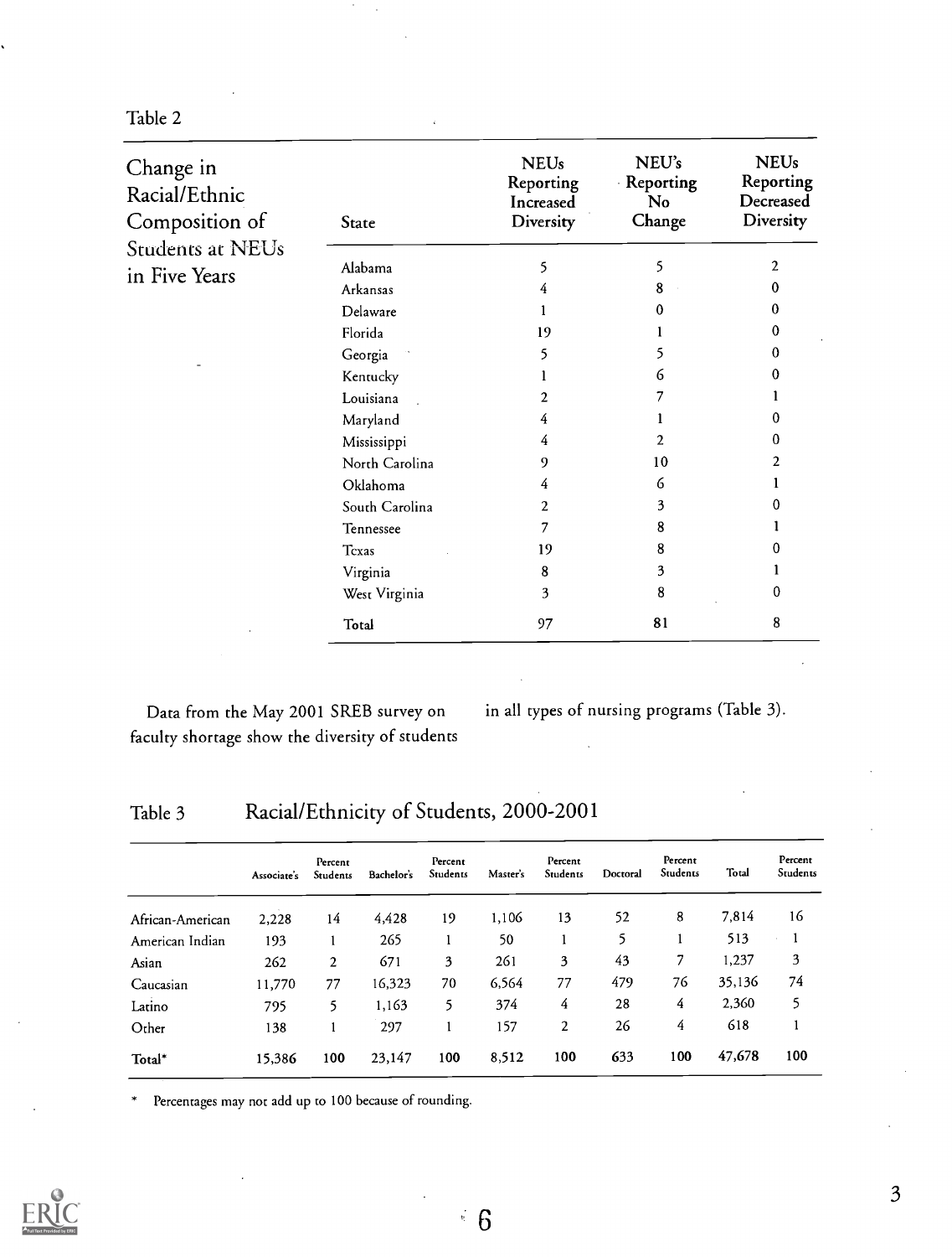Table 2

**Change in Racial/Ethnic Composition of Students at NEUs in Five Years**

| State | NEUs Reporting Increased Diversity | NEU's Reporting No Change | NEUs Reporting Decreased Diversity |
|---|---|---|---|
| Alabama | 5 | 5 | 2 |
| Arkansas | 4 | 8 | 0 |
| Delaware | 1 | 0 | 0 |
| Florida | 19 | 1 | 0 |
| Georgia | 5 | 5 | 0 |
| Kentucky | 1 | 6 | 0 |
| Louisiana | 2 | 7 | 1 |
| Maryland | 4 | 1 | 0 |
| Mississippi | 4 | 2 | 0 |
| North Carolina | 9 | 10 | 2 |
| Oklahoma | 4 | 6 | 1 |
| South Carolina | 2 | 3 | 0 |
| Tennessee | 7 | 8 | 1 |
| Texas | 19 | 8 | 0 |
| Virginia | 8 | 3 | 1 |
| West Virginia | 3 | 8 | 0 |
| Total | 97 | 81 | 8 |

Data from the May 2001 SREB survey on faculty shortage show the diversity of students in all types of nursing programs (Table 3).

Table 3 Racial/Ethnicity of Students, 2000-2001

| | Associate's | Percent Students | Bachelor's | Percent Students | Master's | Percent Students | Doctoral | Percent Students | Total | Percent Students |
|---|---|---|---|---|---|---|---|---|---|---|
| African-American | 2,228 | 14 | 4,428 | 19 | 1,106 | 13 | 52 | 8 | 7,814 | 16 |
| American Indian | 193 | 1 | 265 | 1 | 50 | 1 | 5 | 1 | 513 | 1 |
| Asian | 262 | 2 | 671 | 3 | 261 | 3 | 43 | 7 | 1,237 | 3 |
| Caucasian | 11,770 | 77 | 16,323 | 70 | 6,564 | 77 | 479 | 76 | 35,136 | 74 |
| Latino | 795 | 5 | 1,163 | 5 | 374 | 4 | 28 | 4 | 2,360 | 5 |
| Other | 138 | 1 | 297 | 1 | 157 | 2 | 26 | 4 | 618 | 1 |
| Total* | 15,386 | 100 | 23,147 | 100 | 8,512 | 100 | 633 | 100 | 47,678 | 100 |

\* Percentages may not add up to 100 because of rounding.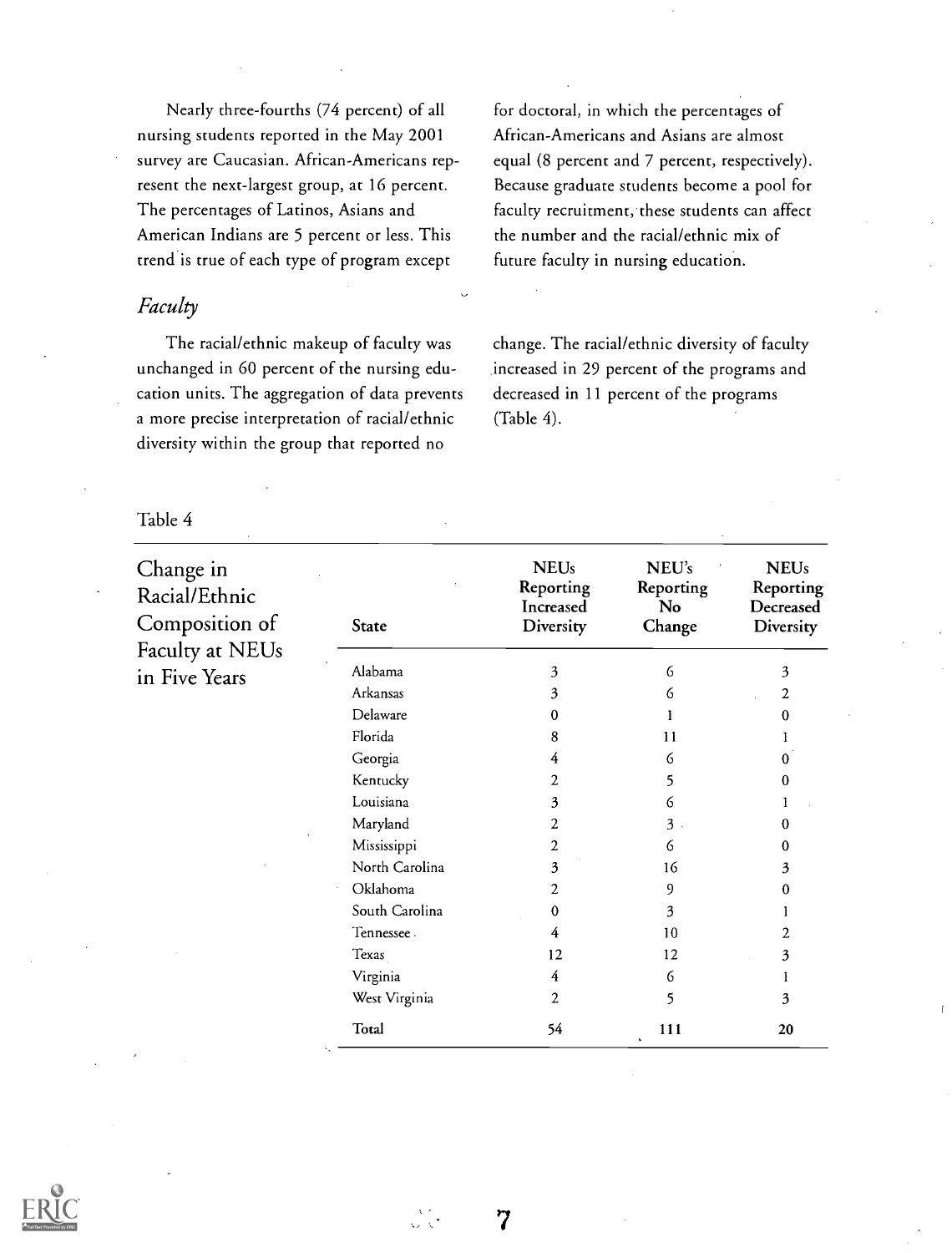Nearly three-fourths (74 percent) of all nursing students reported in the May 2001 survey are Caucasian. African-Americans represent the next-largest group, at 16 percent. The percentages of Latinos, Asians and American Indians are 5 percent or less. This trend is true of each type of program except for doctoral, in which the percentages of African-Americans and Asians are almost equal (8 percent and 7 percent, respectively). Because graduate students become a pool for faculty recruitment, these students can affect the number and the racial/ethnic mix of future faculty in nursing education.

## *Faculty*

The racial/ethnic makeup of faculty was unchanged in 60 percent of the nursing education units. The aggregation of data prevents a more precise interpretation of racial/ethnic diversity within the group that reported no change. The racial/ethnic diversity of faculty increased in 29 percent of the programs and decreased in 11 percent of the programs (Table 4).

Table 4

Change in Racial/Ethnic Composition of Faculty at NEUs in Five Years

| State | NEUs Reporting Increased Diversity | NEU's Reporting No Change | NEUs Reporting Decreased Diversity |
|---|---|---|---|
| Alabama | 3 | 6 | 3 |
| Arkansas | 3 | 6 | 2 |
| Delaware | 0 | 1 | 0 |
| Florida | 8 | 11 | 1 |
| Georgia | 4 | 6 | 0 |
| Kentucky | 2 | 5 | 0 |
| Louisiana | 3 | 6 | 1 |
| Maryland | 2 | 3 | 0 |
| Mississippi | 2 | 6 | 0 |
| North Carolina | 3 | 16 | 3 |
| Oklahoma | 2 | 9 | 0 |
| South Carolina | 0 | 3 | 1 |
| Tennessee | 4 | 10 | 2 |
| Texas | 12 | 12 | 3 |
| Virginia | 4 | 6 | 1 |
| West Virginia | 2 | 5 | 3 |
| Total | 54 | 111 | 20 |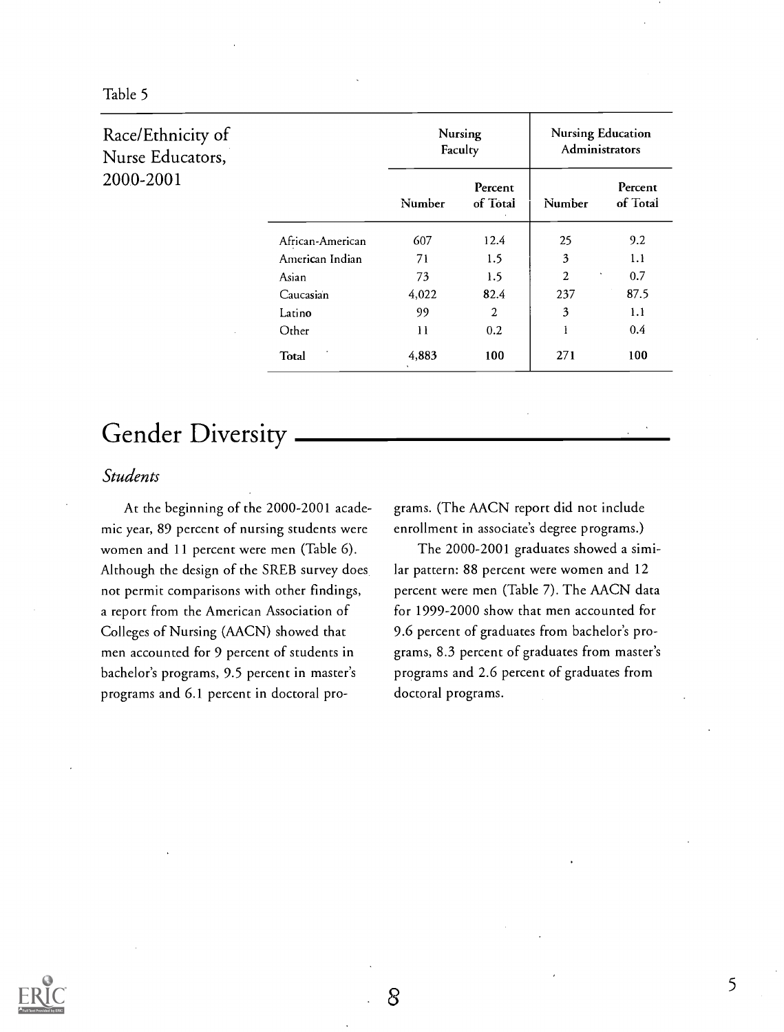Table 5

Race/Ethnicity of Nurse Educators, 2000-2001

| | Nursing Faculty | | Nursing Education Administrators | |
|---|---|---|---|---|
| | Number | Percent of Total | Number | Percent of Total |
| African-American | 607 | 12.4 | 25 | 9.2 |
| American Indian | 71 | 1.5 | 3 | 1.1 |
| Asian | 73 | 1.5 | 2 | 0.7 |
| Caucasian | 4,022 | 82.4 | 237 | 87.5 |
| Latino | 99 | 2 | 3 | 1.1 |
| Other | 11 | 0.2 | 1 | 0.4 |
| **Total** | 4,883 | **100** | 271 | **100** |

# Gender Diversity

### *Students*

At the beginning of the 2000-2001 academic year, 89 percent of nursing students were women and 11 percent were men (Table 6). Although the design of the SREB survey does not permit comparisons with other findings, a report from the American Association of Colleges of Nursing (AACN) showed that men accounted for 9 percent of students in bachelor's programs, 9.5 percent in master's programs and 6.1 percent in doctoral programs. (The AACN report did not include enrollment in associate's degree programs.)

The 2000-2001 graduates showed a similar pattern: 88 percent were women and 12 percent were men (Table 7). The AACN data for 1999-2000 show that men accounted for 9.6 percent of graduates from bachelor's programs, 8.3 percent of graduates from master's programs and 2.6 percent of graduates from doctoral programs.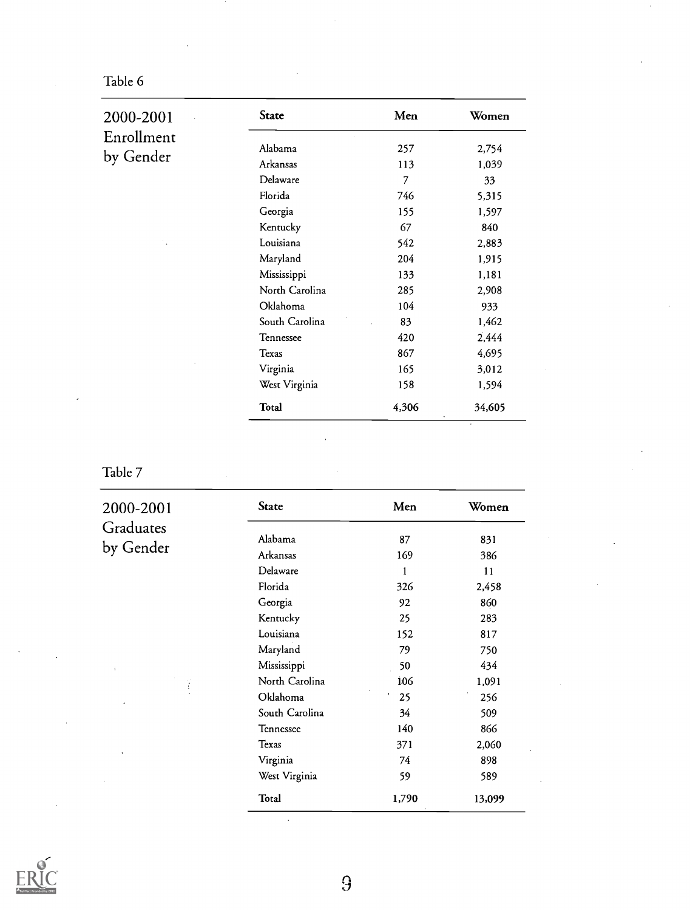Table 6

**2000-2001 Enrollment by Gender**

| State | Men | Women |
|---|---|---|
| Alabama | 257 | 2,754 |
| Arkansas | 113 | 1,039 |
| Delaware | 7 | 33 |
| Florida | 746 | 5,315 |
| Georgia | 155 | 1,597 |
| Kentucky | 67 | 840 |
| Louisiana | 542 | 2,883 |
| Maryland | 204 | 1,915 |
| Mississippi | 133 | 1,181 |
| North Carolina | 285 | 2,908 |
| Oklahoma | 104 | 933 |
| South Carolina | 83 | 1,462 |
| Tennessee | 420 | 2,444 |
| Texas | 867 | 4,695 |
| Virginia | 165 | 3,012 |
| West Virginia | 158 | 1,594 |
| **Total** | 4,306 | 34,605 |

Table 7

**2000-2001 Graduates by Gender**

| State | Men | Women |
|---|---|---|
| Alabama | 87 | 831 |
| Arkansas | 169 | 386 |
| Delaware | 1 | 11 |
| Florida | 326 | 2,458 |
| Georgia | 92 | 860 |
| Kentucky | 25 | 283 |
| Louisiana | 152 | 817 |
| Maryland | 79 | 750 |
| Mississippi | 50 | 434 |
| North Carolina | 106 | 1,091 |
| Oklahoma | 25 | 256 |
| South Carolina | 34 | 509 |
| Tennessee | 140 | 866 |
| Texas | 371 | 2,060 |
| Virginia | 74 | 898 |
| West Virginia | 59 | 589 |
| **Total** | 1,790 | 13,099 |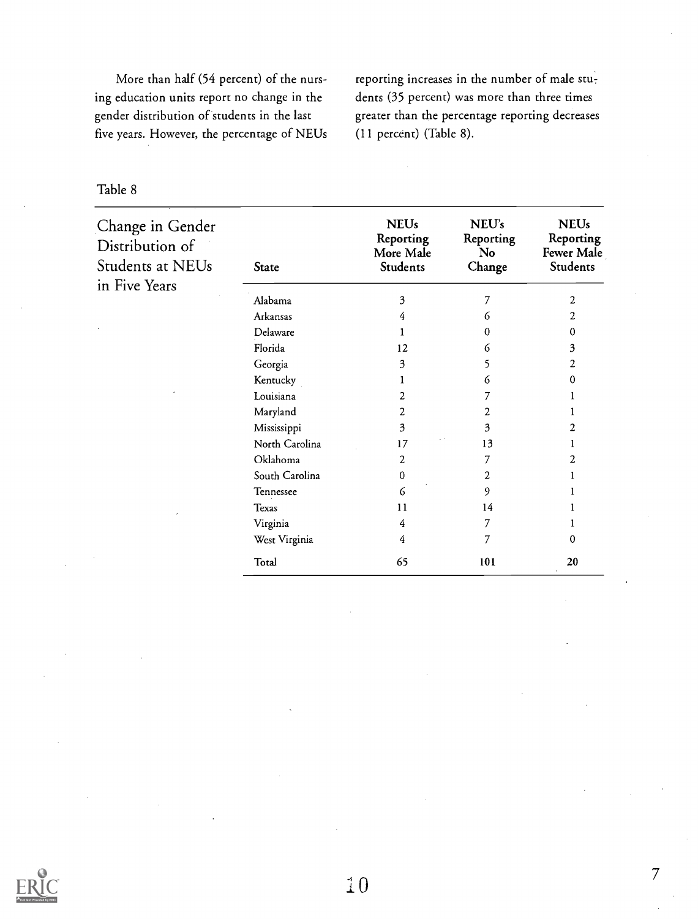More than half (54 percent) of the nursing education units report no change in the gender distribution of students in the last five years. However, the percentage of NEUs reporting increases in the number of male students (35 percent) was more than three times greater than the percentage reporting decreases (11 percent) (Table 8).

Table 8

Change in Gender Distribution of Students at NEUs in Five Years

| State | NEUs Reporting More Male Students | NEU's Reporting No Change | NEUs Reporting Fewer Male Students |
|---|---|---|---|
| Alabama | 3 | 7 | 2 |
| Arkansas | 4 | 6 | 2 |
| Delaware | 1 | 0 | 0 |
| Florida | 12 | 6 | 3 |
| Georgia | 3 | 5 | 2 |
| Kentucky | 1 | 6 | 0 |
| Louisiana | 2 | 7 | 1 |
| Maryland | 2 | 2 | 1 |
| Mississippi | 3 | 3 | 2 |
| North Carolina | 17 | 13 | 1 |
| Oklahoma | 2 | 7 | 2 |
| South Carolina | 0 | 2 | 1 |
| Tennessee | 6 | 9 | 1 |
| Texas | 11 | 14 | 1 |
| Virginia | 4 | 7 | 1 |
| West Virginia | 4 | 7 | 0 |
| **Total** | 65 | 101 | 20 |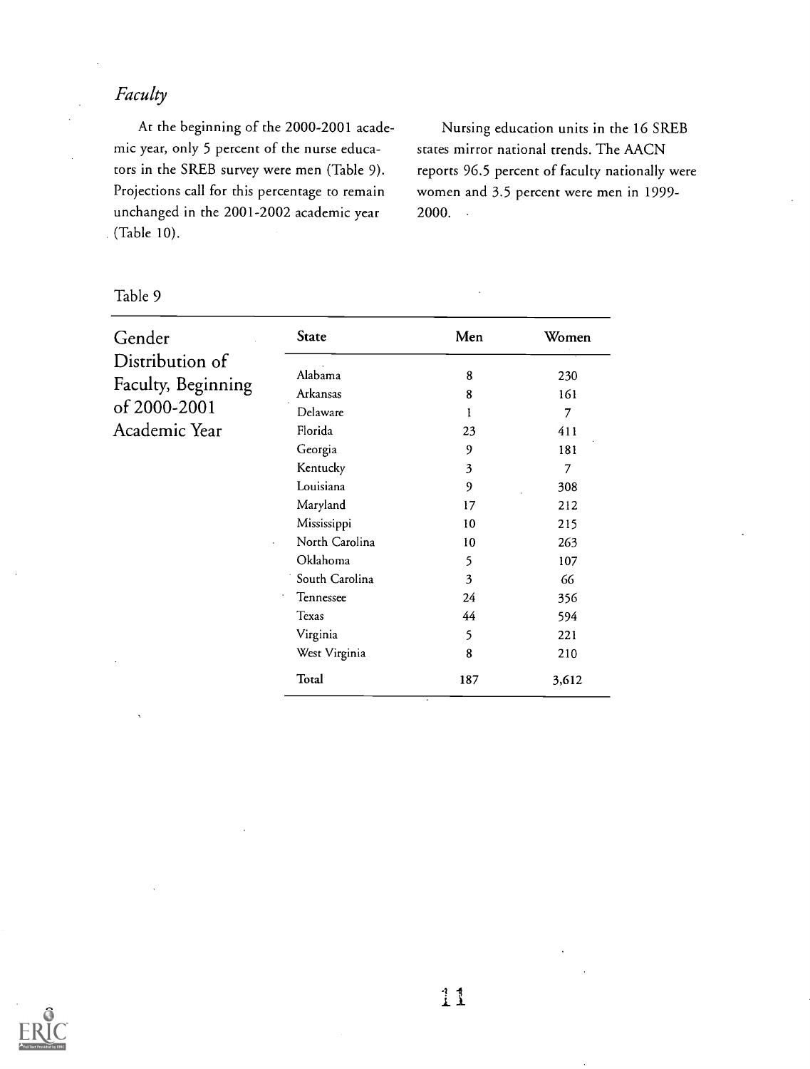## *Faculty*

At the beginning of the 2000-2001 academic year, only 5 percent of the nurse educators in the SREB survey were men (Table 9). Projections call for this percentage to remain unchanged in the 2001-2002 academic year (Table 10).

Nursing education units in the 16 SREB states mirror national trends. The AACN reports 96.5 percent of faculty nationally were women and 3.5 percent were men in 1999-2000.

Table 9

Gender Distribution of Faculty, Beginning of 2000-2001 Academic Year

| State | Men | Women |
|---|---|---|
| Alabama | 8 | 230 |
| Arkansas | 8 | 161 |
| Delaware | 1 | 7 |
| Florida | 23 | 411 |
| Georgia | 9 | 181 |
| Kentucky | 3 | 7 |
| Louisiana | 9 | 308 |
| Maryland | 17 | 212 |
| Mississippi | 10 | 215 |
| North Carolina | 10 | 263 |
| Oklahoma | 5 | 107 |
| South Carolina | 3 | 66 |
| Tennessee | 24 | 356 |
| Texas | 44 | 594 |
| Virginia | 5 | 221 |
| West Virginia | 8 | 210 |
| **Total** | 187 | 3,612 |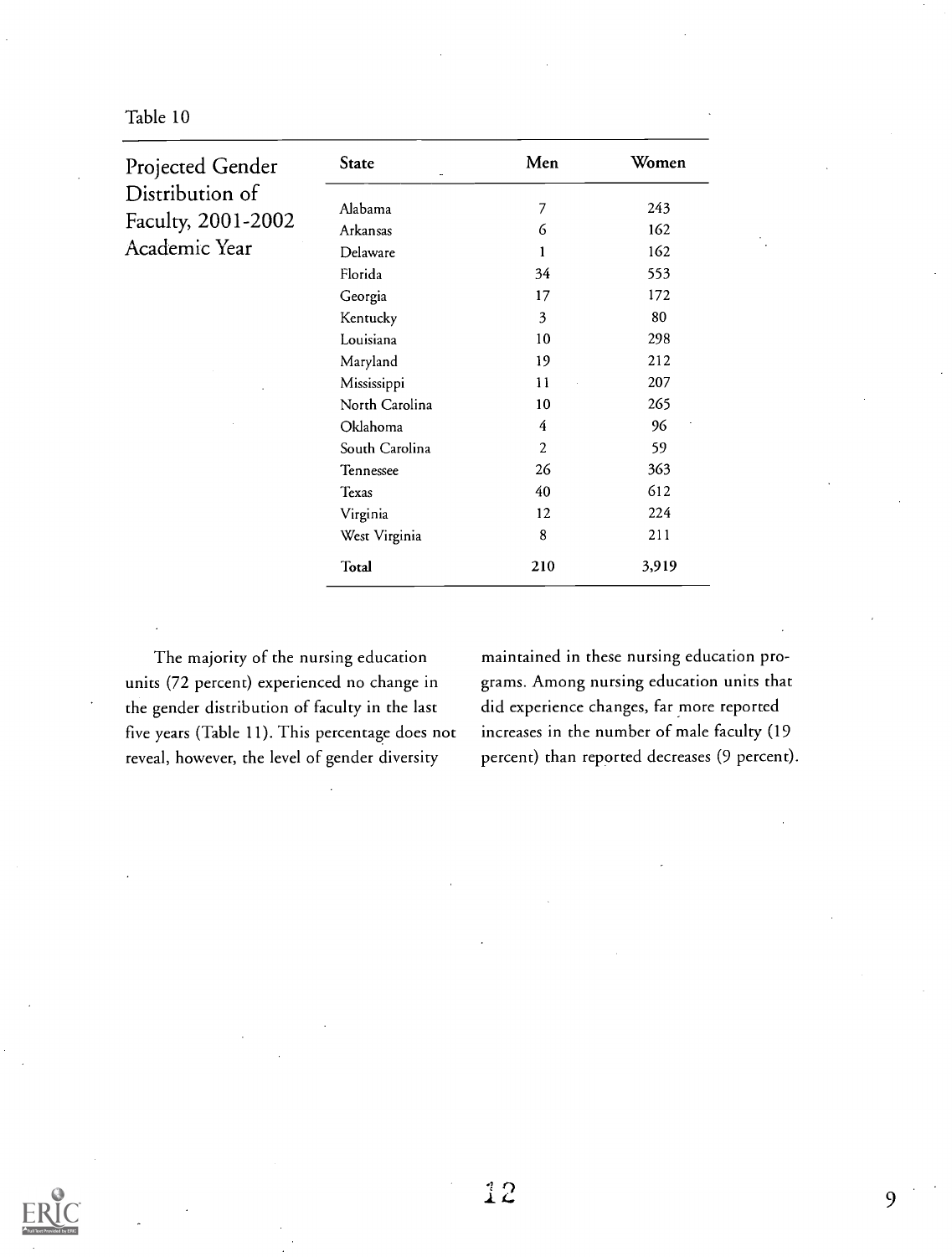Table 10

**Projected Gender Distribution of Faculty, 2001-2002 Academic Year**

| State | Men | Women |
|---|---|---|
| Alabama | 7 | 243 |
| Arkansas | 6 | 162 |
| Delaware | 1 | 162 |
| Florida | 34 | 553 |
| Georgia | 17 | 172 |
| Kentucky | 3 | 80 |
| Louisiana | 10 | 298 |
| Maryland | 19 | 212 |
| Mississippi | 11 | 207 |
| North Carolina | 10 | 265 |
| Oklahoma | 4 | 96 |
| South Carolina | 2 | 59 |
| Tennessee | 26 | 363 |
| Texas | 40 | 612 |
| Virginia | 12 | 224 |
| West Virginia | 8 | 211 |
| **Total** | **210** | **3,919** |

The majority of the nursing education units (72 percent) experienced no change in the gender distribution of faculty in the last five years (Table 11). This percentage does not reveal, however, the level of gender diversity maintained in these nursing education programs. Among nursing education units that did experience changes, far more reported increases in the number of male faculty (19 percent) than reported decreases (9 percent).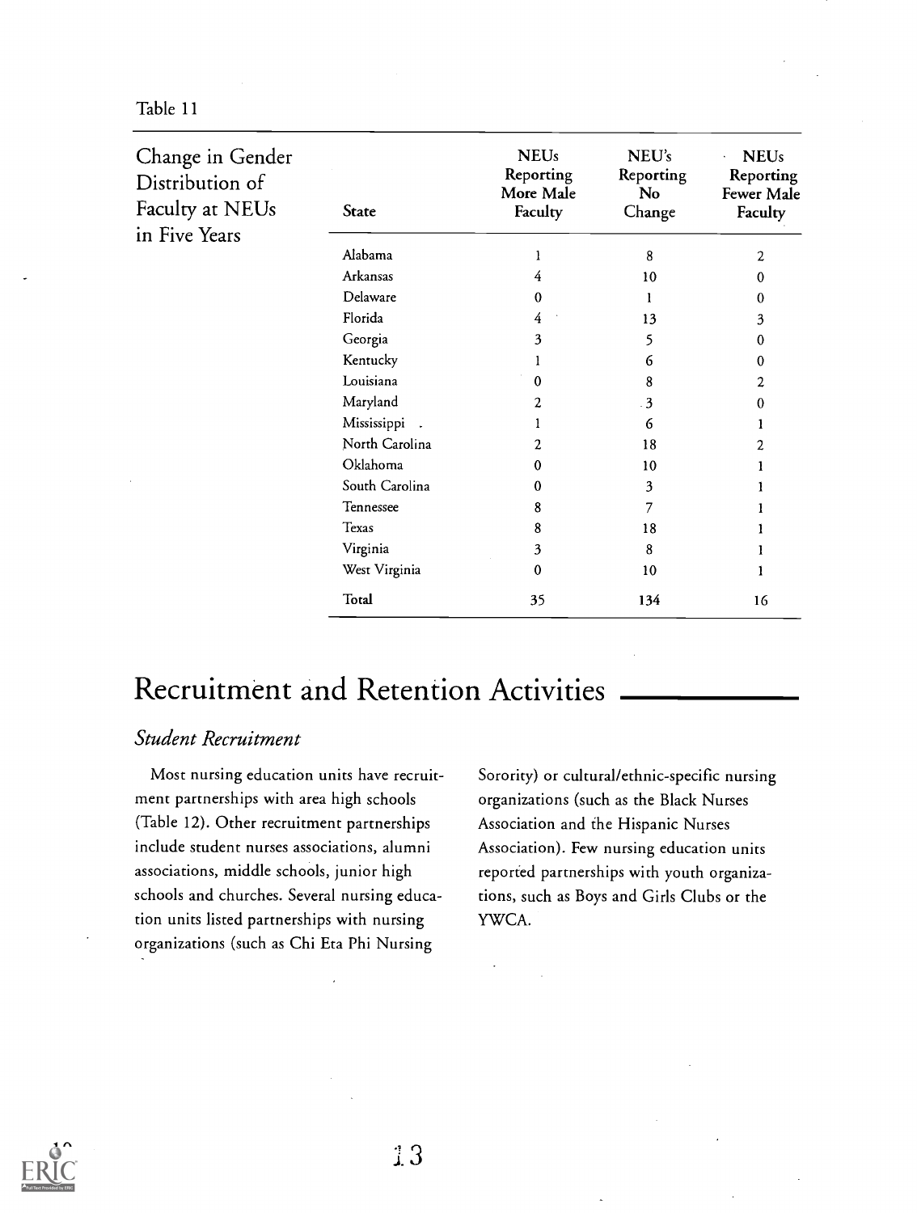Table 11

Change in Gender Distribution of Faculty at NEUs in Five Years

| State | NEUs Reporting More Male Faculty | NEU's Reporting No Change | NEUs Reporting Fewer Male Faculty |
|---|---|---|---|
| Alabama | 1 | 8 | 2 |
| Arkansas | 4 | 10 | 0 |
| Delaware | 0 | 1 | 0 |
| Florida | 4 | 13 | 3 |
| Georgia | 3 | 5 | 0 |
| Kentucky | 1 | 6 | 0 |
| Louisiana | 0 | 8 | 2 |
| Maryland | 2 | 3 | 0 |
| Mississippi | 1 | 6 | 1 |
| North Carolina | 2 | 18 | 2 |
| Oklahoma | 0 | 10 | 1 |
| South Carolina | 0 | 3 | 1 |
| Tennessee | 8 | 7 | 1 |
| Texas | 8 | 18 | 1 |
| Virginia | 3 | 8 | 1 |
| West Virginia | 0 | 10 | 1 |
| Total | 35 | 134 | 16 |

# Recruitment and Retention Activities

## *Student Recruitment*

Most nursing education units have recruitment partnerships with area high schools (Table 12). Other recruitment partnerships include student nurses associations, alumni associations, middle schools, junior high schools and churches. Several nursing education units listed partnerships with nursing organizations (such as Chi Eta Phi Nursing Sorority) or cultural/ethnic-specific nursing organizations (such as the Black Nurses Association and the Hispanic Nurses Association). Few nursing education units reported partnerships with youth organizations, such as Boys and Girls Clubs or the YWCA.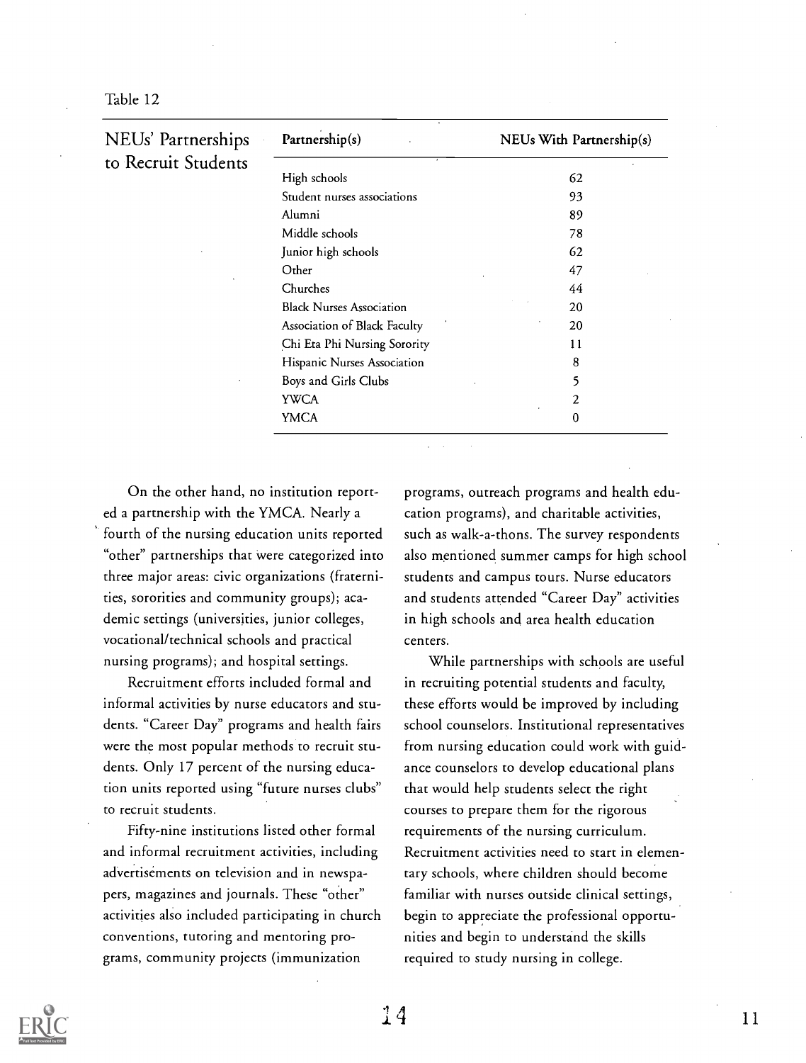Table 12

**NEUs' Partnerships to Recruit Students**

| Partnership(s) | NEUs With Partnership(s) |
| --- | --- |
| High schools | 62 |
| Student nurses associations | 93 |
| Alumni | 89 |
| Middle schools | 78 |
| Junior high schools | 62 |
| Other | 47 |
| Churches | 44 |
| Black Nurses Association | 20 |
| Association of Black Faculty | 20 |
| Chi Eta Phi Nursing Sorority | 11 |
| Hispanic Nurses Association | 8 |
| Boys and Girls Clubs | 5 |
| YWCA | 2 |
| YMCA | 0 |

On the other hand, no institution reported a partnership with the YMCA. Nearly a fourth of the nursing education units reported "other" partnerships that were categorized into three major areas: civic organizations (fraternities, sororities and community groups); academic settings (universities, junior colleges, vocational/technical schools and practical nursing programs); and hospital settings.

Recruitment efforts included formal and informal activities by nurse educators and students. "Career Day" programs and health fairs were the most popular methods to recruit students. Only 17 percent of the nursing education units reported using "future nurses clubs" to recruit students.

Fifty-nine institutions listed other formal and informal recruitment activities, including advertisements on television and in newspapers, magazines and journals. These "other" activities also included participating in church conventions, tutoring and mentoring programs, community projects (immunization programs, outreach programs and health education programs), and charitable activities, such as walk-a-thons. The survey respondents also mentioned summer camps for high school students and campus tours. Nurse educators and students attended "Career Day" activities in high schools and area health education centers.

While partnerships with schools are useful in recruiting potential students and faculty, these efforts would be improved by including school counselors. Institutional representatives from nursing education could work with guidance counselors to develop educational plans that would help students select the right courses to prepare them for the rigorous requirements of the nursing curriculum. Recruitment activities need to start in elementary schools, where children should become familiar with nurses outside clinical settings, begin to appreciate the professional opportunities and begin to understand the skills required to study nursing in college.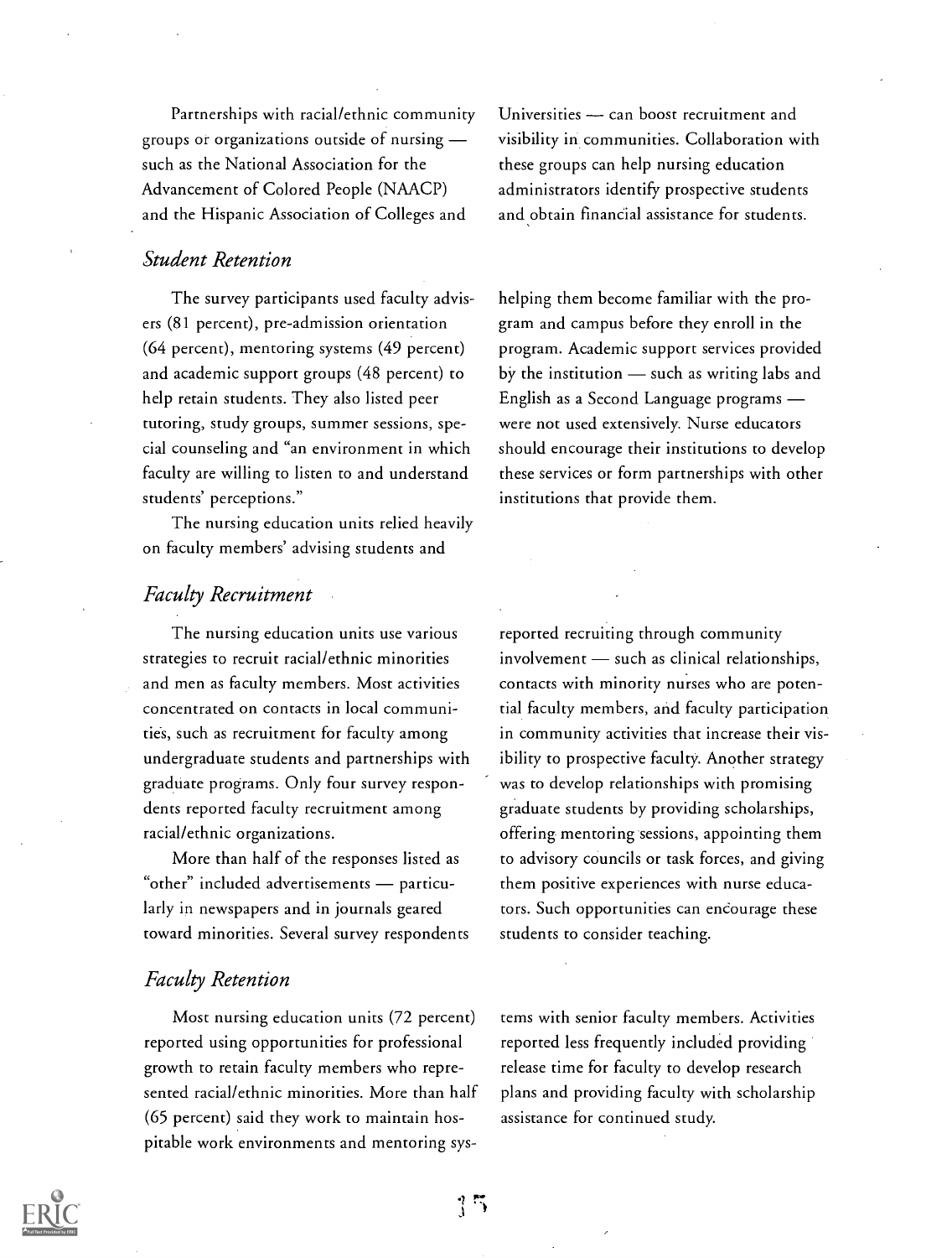Partnerships with racial/ethnic community groups or organizations outside of nursing — such as the National Association for the Advancement of Colored People (NAACP) and the Hispanic Association of Colleges and Universities — can boost recruitment and visibility in communities. Collaboration with these groups can help nursing education administrators identify prospective students and obtain financial assistance for students.

### *Student Retention*

The survey participants used faculty advisers (81 percent), pre-admission orientation (64 percent), mentoring systems (49 percent) and academic support groups (48 percent) to help retain students. They also listed peer tutoring, study groups, summer sessions, special counseling and "an environment in which faculty are willing to listen to and understand students' perceptions."

The nursing education units relied heavily on faculty members' advising students and helping them become familiar with the program and campus before they enroll in the program. Academic support services provided by the institution — such as writing labs and English as a Second Language programs — were not used extensively. Nurse educators should encourage their institutions to develop these services or form partnerships with other institutions that provide them.

### *Faculty Recruitment*

The nursing education units use various strategies to recruit racial/ethnic minorities and men as faculty members. Most activities concentrated on contacts in local communities, such as recruitment for faculty among undergraduate students and partnerships with graduate programs. Only four survey respondents reported faculty recruitment among racial/ethnic organizations.

More than half of the responses listed as "other" included advertisements — particularly in newspapers and in journals geared toward minorities. Several survey respondents reported recruiting through community involvement — such as clinical relationships, contacts with minority nurses who are potential faculty members, and faculty participation in community activities that increase their visibility to prospective faculty. Another strategy was to develop relationships with promising graduate students by providing scholarships, offering mentoring sessions, appointing them to advisory councils or task forces, and giving them positive experiences with nurse educators. Such opportunities can encourage these students to consider teaching.

### *Faculty Retention*

Most nursing education units (72 percent) reported using opportunities for professional growth to retain faculty members who represented racial/ethnic minorities. More than half (65 percent) said they work to maintain hospitable work environments and mentoring systems with senior faculty members. Activities reported less frequently included providing release time for faculty to develop research plans and providing faculty with scholarship assistance for continued study.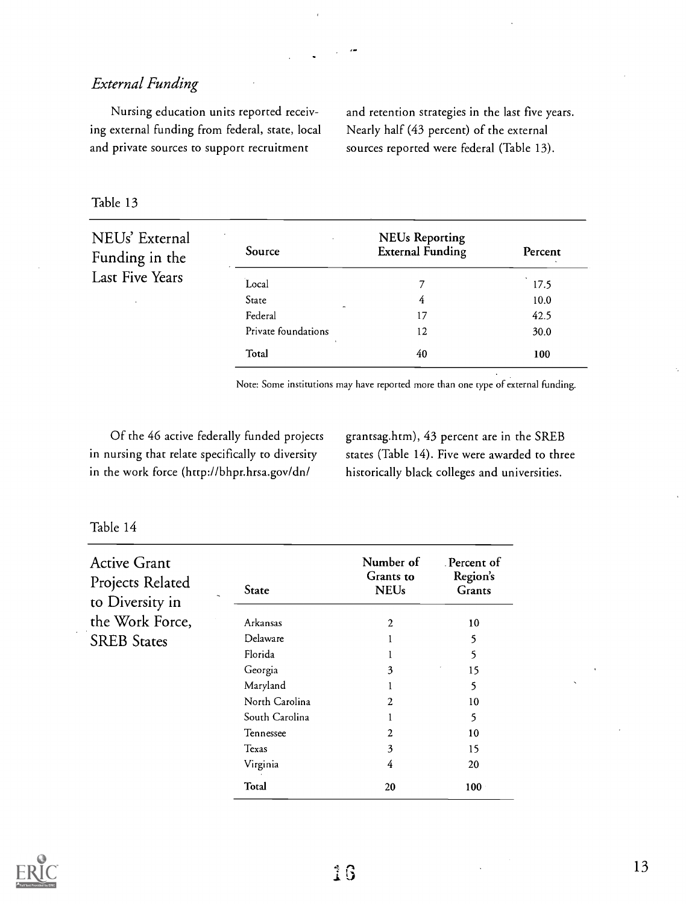### *External Funding*

Nursing education units reported receiving external funding from federal, state, local and private sources to support recruitment and retention strategies in the last five years. Nearly half (43 percent) of the external sources reported were federal (Table 13).

Table 13

**NEUs' External Funding in the Last Five Years**

| Source | NEUs Reporting External Funding | Percent |
|---|---|---|
| Local | 7 | 17.5 |
| State | 4 | 10.0 |
| Federal | 17 | 42.5 |
| Private foundations | 12 | 30.0 |
| **Total** | 40 | **100** |

Note: Some institutions may have reported more than one type of external funding.

Of the 46 active federally funded projects in nursing that relate specifically to diversity in the work force (http://bhpr.hrsa.gov/dn/grantsag.htm), 43 percent are in the SREB states (Table 14). Five were awarded to three historically black colleges and universities.

Table 14

**Active Grant Projects Related to Diversity in the Work Force, SREB States**

| State | Number of Grants to NEUs | Percent of Region's Grants |
|---|---|---|
| Arkansas | 2 | 10 |
| Delaware | 1 | 5 |
| Florida | 1 | 5 |
| Georgia | 3 | 15 |
| Maryland | 1 | 5 |
| North Carolina | 2 | 10 |
| South Carolina | 1 | 5 |
| Tennessee | 2 | 10 |
| Texas | 3 | 15 |
| Virginia | 4 | 20 |
| **Total** | 20 | 100 |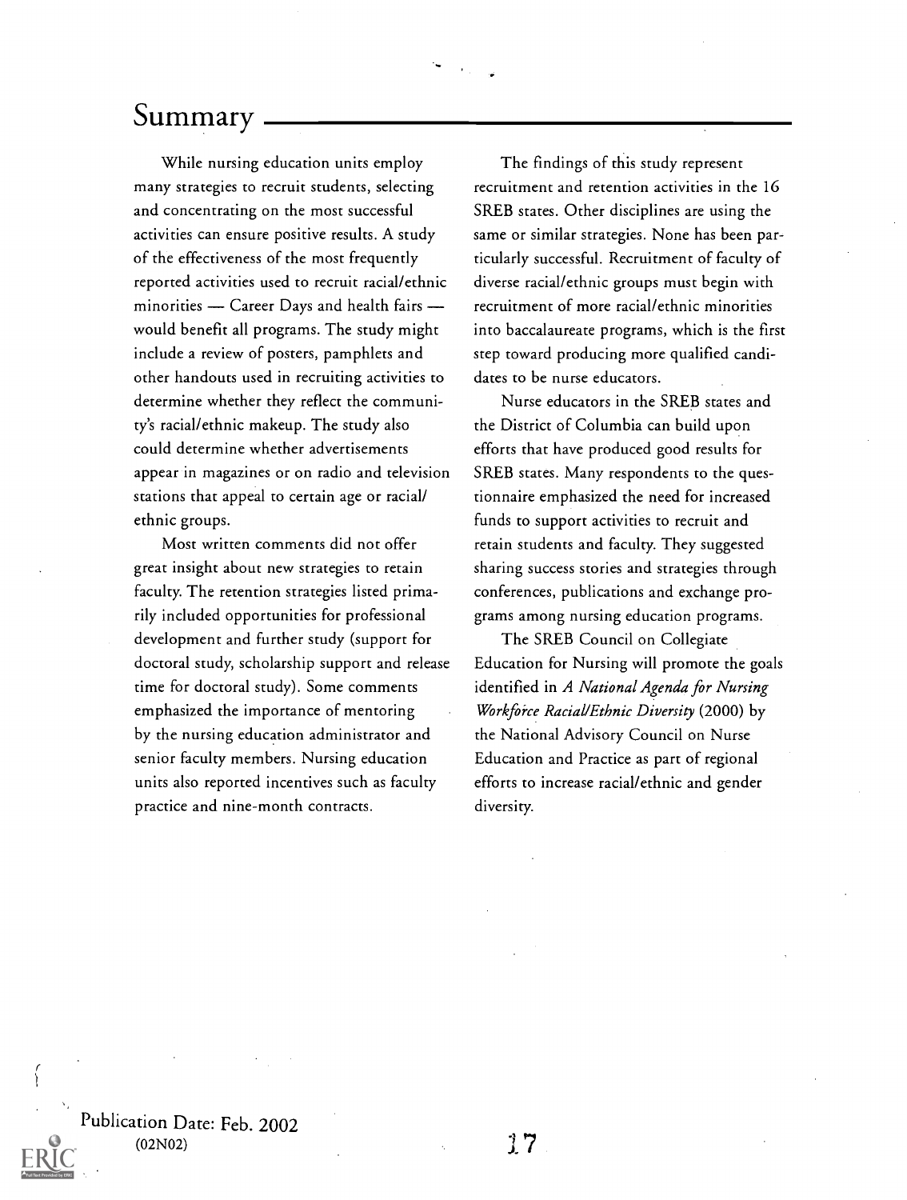## Summary

While nursing education units employ many strategies to recruit students, selecting and concentrating on the most successful activities can ensure positive results. A study of the effectiveness of the most frequently reported activities used to recruit racial/ethnic minorities — Career Days and health fairs — would benefit all programs. The study might include a review of posters, pamphlets and other handouts used in recruiting activities to determine whether they reflect the community's racial/ethnic makeup. The study also could determine whether advertisements appear in magazines or on radio and television stations that appeal to certain age or racial/ethnic groups.

Most written comments did not offer great insight about new strategies to retain faculty. The retention strategies listed primarily included opportunities for professional development and further study (support for doctoral study, scholarship support and release time for doctoral study). Some comments emphasized the importance of mentoring by the nursing education administrator and senior faculty members. Nursing education units also reported incentives such as faculty practice and nine-month contracts.

The findings of this study represent recruitment and retention activities in the 16 SREB states. Other disciplines are using the same or similar strategies. None has been particularly successful. Recruitment of faculty of diverse racial/ethnic groups must begin with recruitment of more racial/ethnic minorities into baccalaureate programs, which is the first step toward producing more qualified candidates to be nurse educators.

Nurse educators in the SREB states and the District of Columbia can build upon efforts that have produced good results for SREB states. Many respondents to the questionnaire emphasized the need for increased funds to support activities to recruit and retain students and faculty. They suggested sharing success stories and strategies through conferences, publications and exchange programs among nursing education programs.

The SREB Council on Collegiate Education for Nursing will promote the goals identified in *A National Agenda for Nursing Workforce Racial/Ethnic Diversity* (2000) by the National Advisory Council on Nurse Education and Practice as part of regional efforts to increase racial/ethnic and gender diversity.

Publication Date: Feb. 2002
(02N02)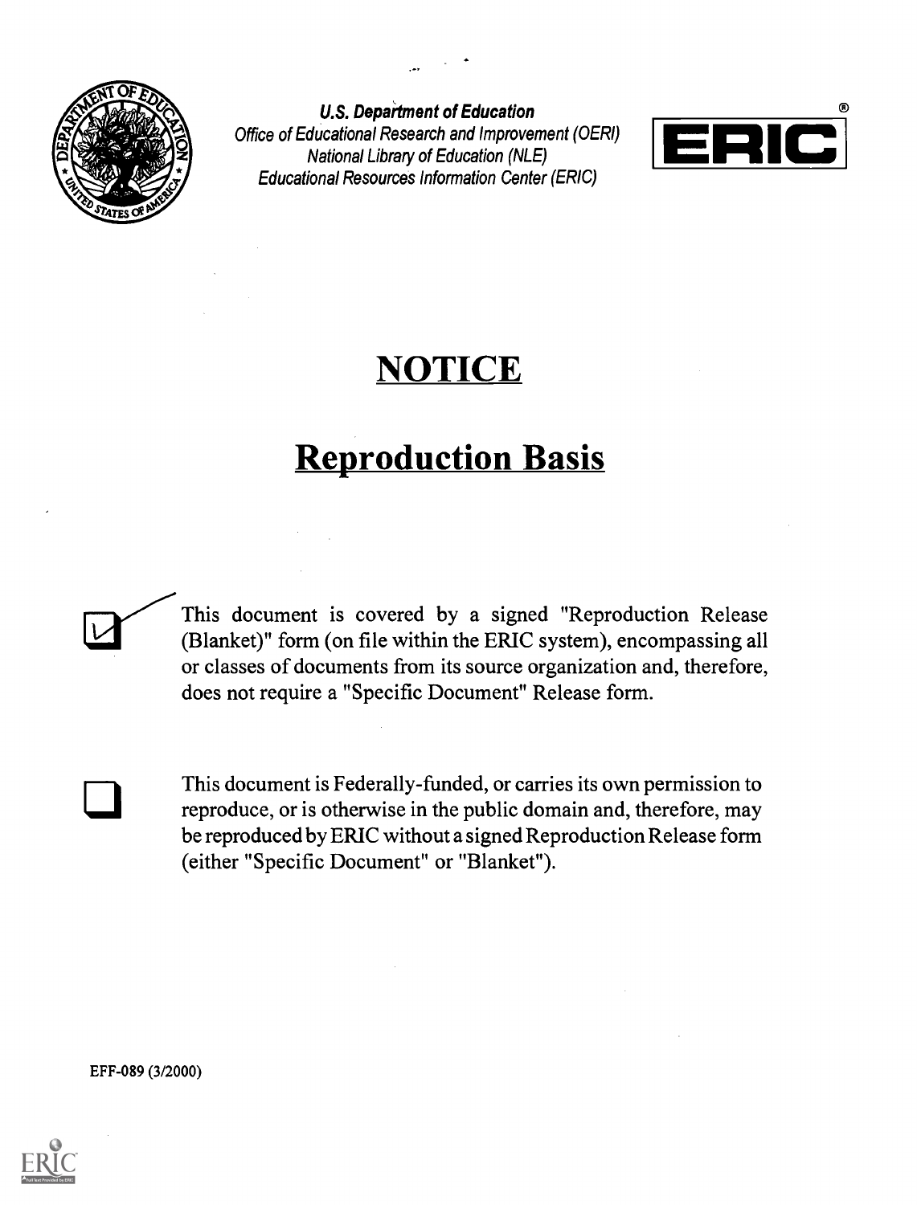U.S. Department of Education
Office of Educational Research and Improvement (OERI)
National Library of Education (NLE)
Educational Resources Information Center (ERIC)

ERIC®

# NOTICE

# Reproduction Basis

- [x] This document is covered by a signed "Reproduction Release (Blanket)" form (on file within the ERIC system), encompassing all or classes of documents from its source organization and, therefore, does not require a "Specific Document" Release form.

- [ ] This document is Federally-funded, or carries its own permission to reproduce, or is otherwise in the public domain and, therefore, may be reproduced by ERIC without a signed Reproduction Release form (either "Specific Document" or "Blanket").

EFF-089 (3/2000)